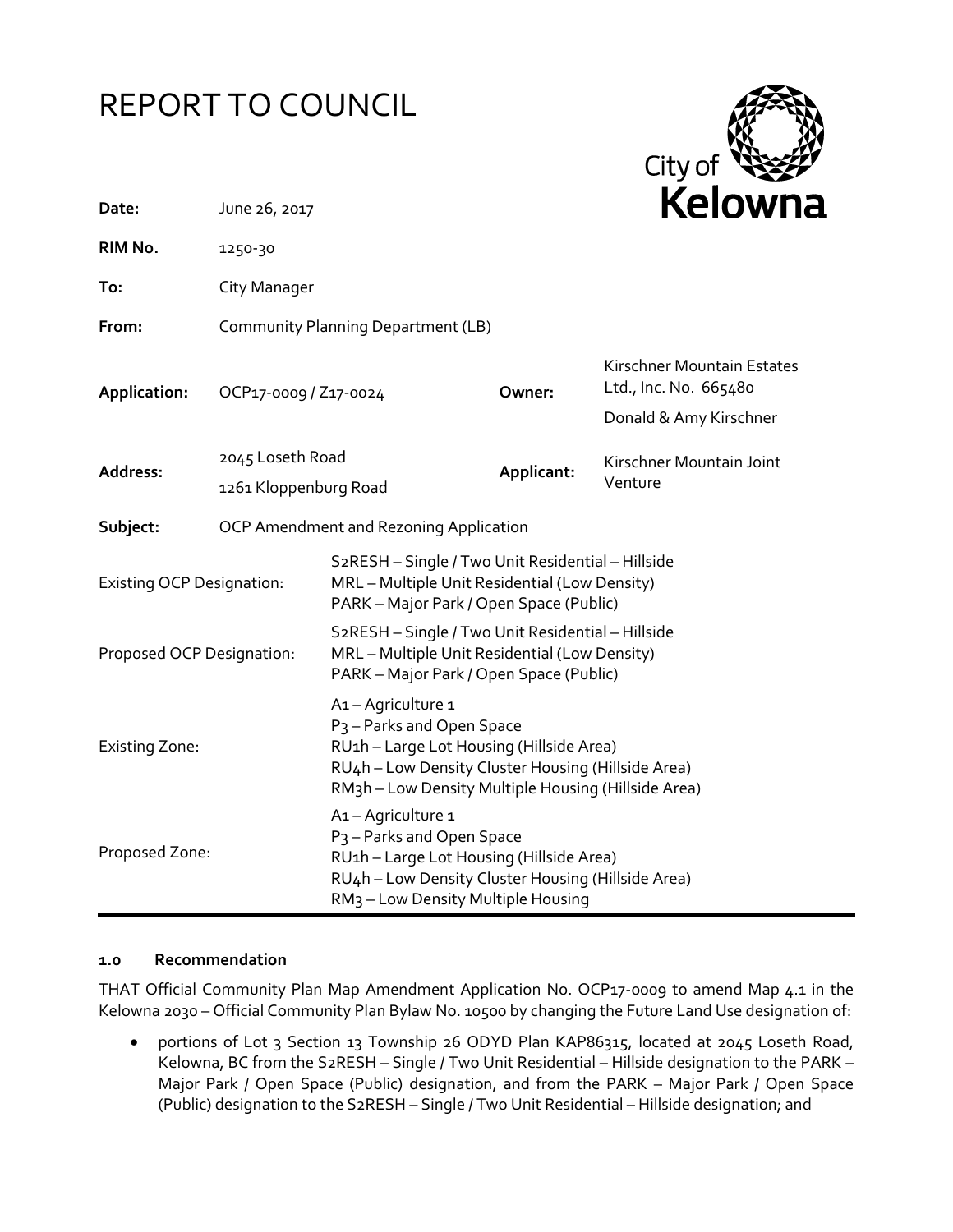# REPORT TO COUNCIL

City of Kelowna

| | | | |
|---|---|---|---|
| **Date:** | June 26, 2017 | | |
| **RIM No.** | 1250-30 | | |
| **To:** | City Manager | | |
| **From:** | Community Planning Department (LB) | | |
| **Application:** | OCP17-0009 / Z17-0024 | **Owner:** | Kirschner Mountain Estates Ltd., Inc. No. 665480<br>Donald & Amy Kirschner |
| **Address:** | 2045 Loseth Road<br>1261 Kloppenburg Road | **Applicant:** | Kirschner Mountain Joint Venture |
| **Subject:** | OCP Amendment and Rezoning Application | | |

| | |
|---|---|
| Existing OCP Designation: | S2RESH – Single / Two Unit Residential – Hillside<br>MRL – Multiple Unit Residential (Low Density)<br>PARK – Major Park / Open Space (Public) |
| Proposed OCP Designation: | S2RESH – Single / Two Unit Residential – Hillside<br>MRL – Multiple Unit Residential (Low Density)<br>PARK – Major Park / Open Space (Public) |
| Existing Zone: | A1 – Agriculture 1<br>P3 – Parks and Open Space<br>RU1h – Large Lot Housing (Hillside Area)<br>RU4h – Low Density Cluster Housing (Hillside Area)<br>RM3h – Low Density Multiple Housing (Hillside Area) |
| Proposed Zone: | A1 – Agriculture 1<br>P3 – Parks and Open Space<br>RU1h – Large Lot Housing (Hillside Area)<br>RU4h – Low Density Cluster Housing (Hillside Area)<br>RM3 – Low Density Multiple Housing |

## 1.0 Recommendation

THAT Official Community Plan Map Amendment Application No. OCP17-0009 to amend Map 4.1 in the Kelowna 2030 – Official Community Plan Bylaw No. 10500 by changing the Future Land Use designation of:

- portions of Lot 3 Section 13 Township 26 ODYD Plan KAP86315, located at 2045 Loseth Road, Kelowna, BC from the S2RESH – Single / Two Unit Residential – Hillside designation to the PARK – Major Park / Open Space (Public) designation, and from the PARK – Major Park / Open Space (Public) designation to the S2RESH – Single / Two Unit Residential – Hillside designation; and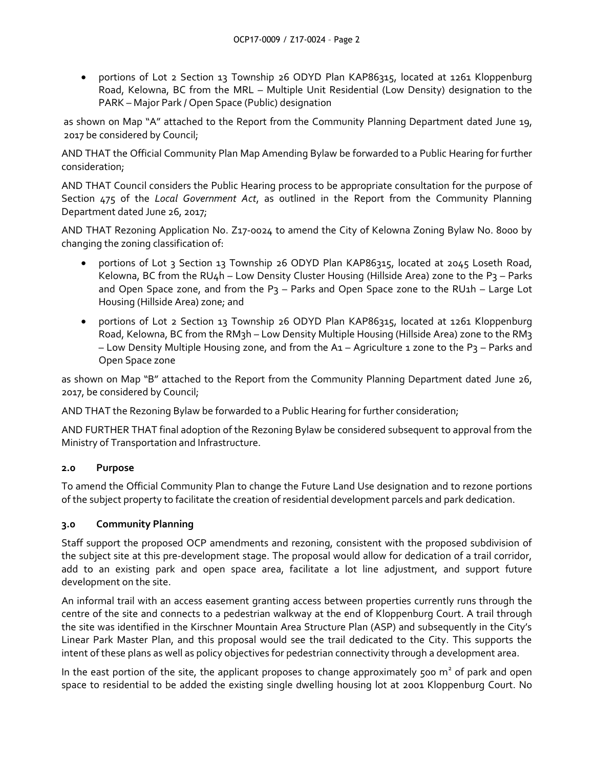- portions of Lot 2 Section 13 Township 26 ODYD Plan KAP86315, located at 1261 Kloppenburg Road, Kelowna, BC from the MRL – Multiple Unit Residential (Low Density) designation to the PARK – Major Park / Open Space (Public) designation

as shown on Map "A" attached to the Report from the Community Planning Department dated June 19, 2017 be considered by Council;

AND THAT the Official Community Plan Map Amending Bylaw be forwarded to a Public Hearing for further consideration;

AND THAT Council considers the Public Hearing process to be appropriate consultation for the purpose of Section 475 of the *Local Government Act*, as outlined in the Report from the Community Planning Department dated June 26, 2017;

AND THAT Rezoning Application No. Z17-0024 to amend the City of Kelowna Zoning Bylaw No. 8000 by changing the zoning classification of:

- portions of Lot 3 Section 13 Township 26 ODYD Plan KAP86315, located at 2045 Loseth Road, Kelowna, BC from the RU4h – Low Density Cluster Housing (Hillside Area) zone to the P3 – Parks and Open Space zone, and from the P3 – Parks and Open Space zone to the RU1h – Large Lot Housing (Hillside Area) zone; and
- portions of Lot 2 Section 13 Township 26 ODYD Plan KAP86315, located at 1261 Kloppenburg Road, Kelowna, BC from the RM3h – Low Density Multiple Housing (Hillside Area) zone to the RM3 – Low Density Multiple Housing zone, and from the A1 – Agriculture 1 zone to the P3 – Parks and Open Space zone

as shown on Map "B" attached to the Report from the Community Planning Department dated June 26, 2017, be considered by Council;

AND THAT the Rezoning Bylaw be forwarded to a Public Hearing for further consideration;

AND FURTHER THAT final adoption of the Rezoning Bylaw be considered subsequent to approval from the Ministry of Transportation and Infrastructure.

### 2.0 Purpose

To amend the Official Community Plan to change the Future Land Use designation and to rezone portions of the subject property to facilitate the creation of residential development parcels and park dedication.

### 3.0 Community Planning

Staff support the proposed OCP amendments and rezoning, consistent with the proposed subdivision of the subject site at this pre-development stage. The proposal would allow for dedication of a trail corridor, add to an existing park and open space area, facilitate a lot line adjustment, and support future development on the site.

An informal trail with an access easement granting access between properties currently runs through the centre of the site and connects to a pedestrian walkway at the end of Kloppenburg Court. A trail through the site was identified in the Kirschner Mountain Area Structure Plan (ASP) and subsequently in the City's Linear Park Master Plan, and this proposal would see the trail dedicated to the City. This supports the intent of these plans as well as policy objectives for pedestrian connectivity through a development area.

In the east portion of the site, the applicant proposes to change approximately 500 m² of park and open space to residential to be added the existing single dwelling housing lot at 2001 Kloppenburg Court. No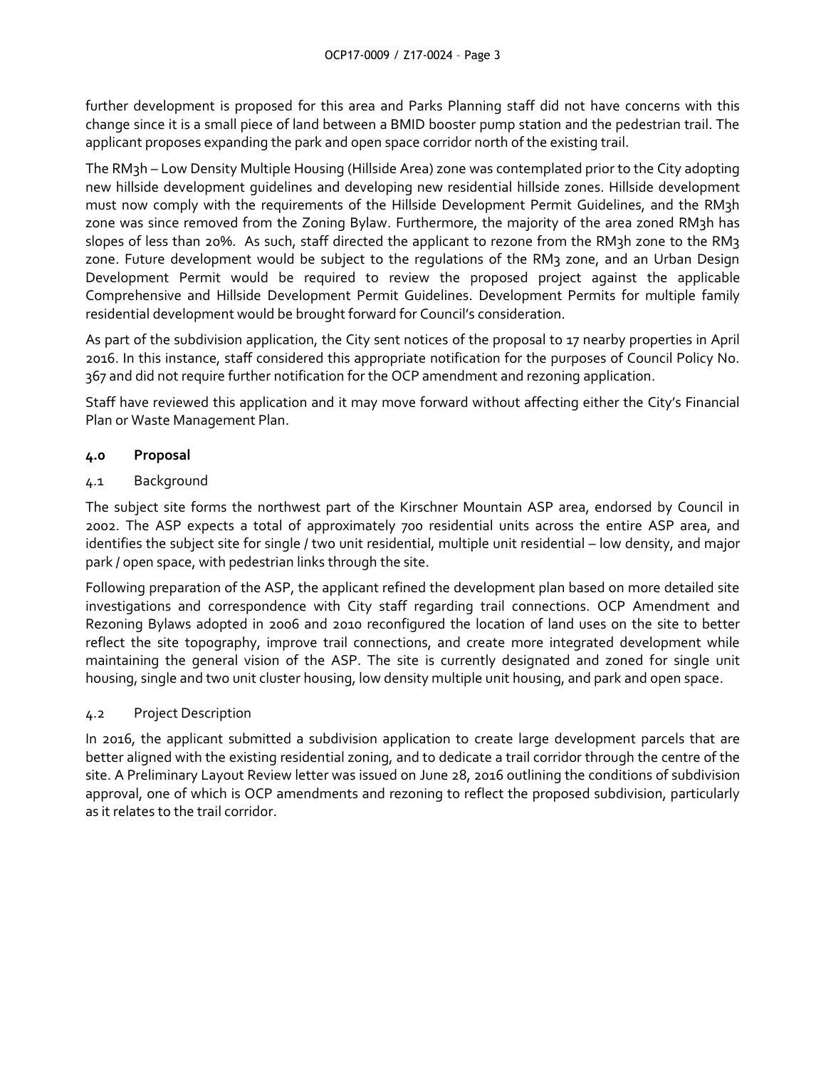further development is proposed for this area and Parks Planning staff did not have concerns with this change since it is a small piece of land between a BMID booster pump station and the pedestrian trail. The applicant proposes expanding the park and open space corridor north of the existing trail.

The RM3h – Low Density Multiple Housing (Hillside Area) zone was contemplated prior to the City adopting new hillside development guidelines and developing new residential hillside zones. Hillside development must now comply with the requirements of the Hillside Development Permit Guidelines, and the RM3h zone was since removed from the Zoning Bylaw. Furthermore, the majority of the area zoned RM3h has slopes of less than 20%. As such, staff directed the applicant to rezone from the RM3h zone to the RM3 zone. Future development would be subject to the regulations of the RM3 zone, and an Urban Design Development Permit would be required to review the proposed project against the applicable Comprehensive and Hillside Development Permit Guidelines. Development Permits for multiple family residential development would be brought forward for Council's consideration.

As part of the subdivision application, the City sent notices of the proposal to 17 nearby properties in April 2016. In this instance, staff considered this appropriate notification for the purposes of Council Policy No. 367 and did not require further notification for the OCP amendment and rezoning application.

Staff have reviewed this application and it may move forward without affecting either the City's Financial Plan or Waste Management Plan.

## 4.0 Proposal

### 4.1 Background

The subject site forms the northwest part of the Kirschner Mountain ASP area, endorsed by Council in 2002. The ASP expects a total of approximately 700 residential units across the entire ASP area, and identifies the subject site for single / two unit residential, multiple unit residential – low density, and major park / open space, with pedestrian links through the site.

Following preparation of the ASP, the applicant refined the development plan based on more detailed site investigations and correspondence with City staff regarding trail connections. OCP Amendment and Rezoning Bylaws adopted in 2006 and 2010 reconfigured the location of land uses on the site to better reflect the site topography, improve trail connections, and create more integrated development while maintaining the general vision of the ASP. The site is currently designated and zoned for single unit housing, single and two unit cluster housing, low density multiple unit housing, and park and open space.

### 4.2 Project Description

In 2016, the applicant submitted a subdivision application to create large development parcels that are better aligned with the existing residential zoning, and to dedicate a trail corridor through the centre of the site. A Preliminary Layout Review letter was issued on June 28, 2016 outlining the conditions of subdivision approval, one of which is OCP amendments and rezoning to reflect the proposed subdivision, particularly as it relates to the trail corridor.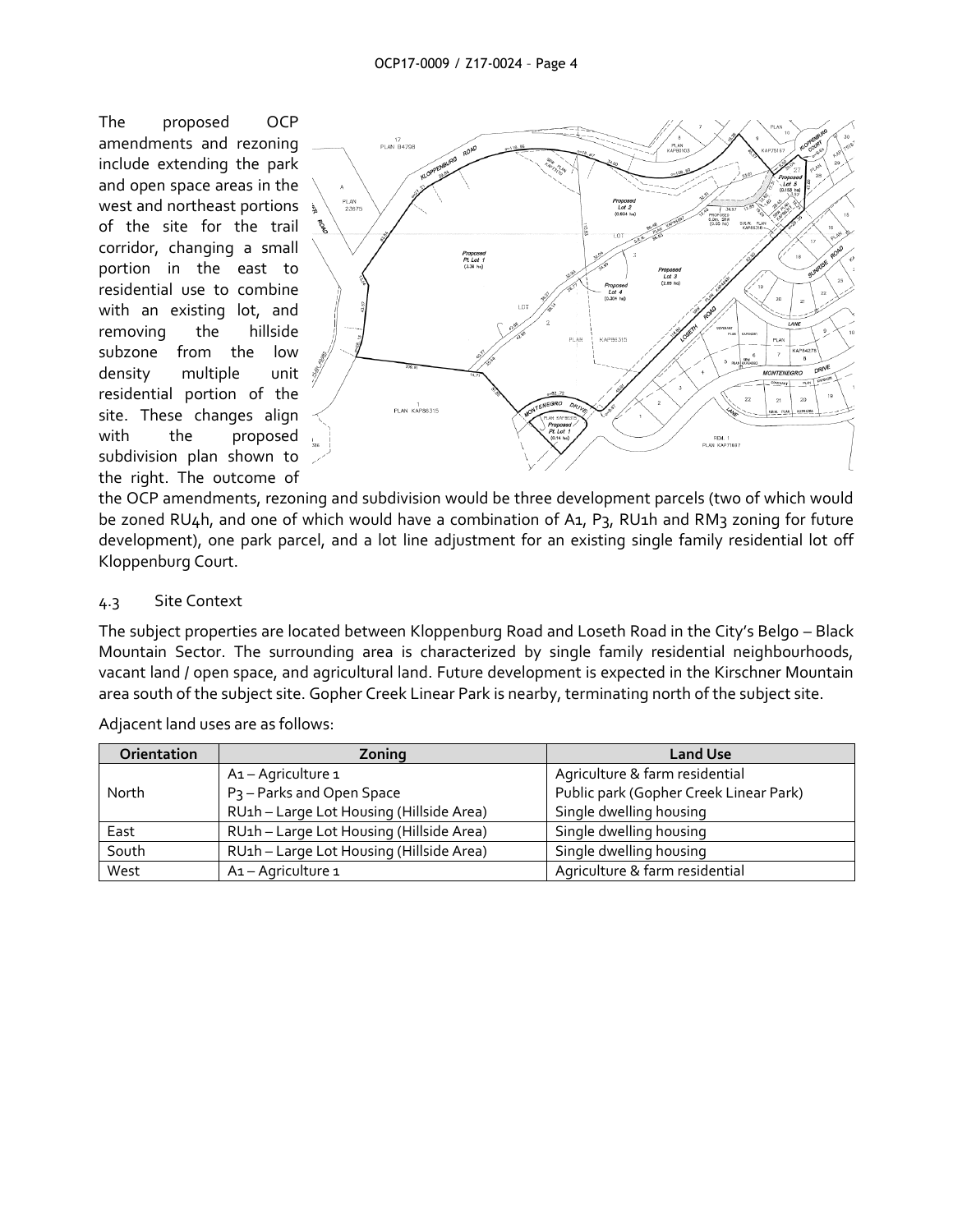The proposed OCP amendments and rezoning include extending the park and open space areas in the west and northeast portions of the site for the trail corridor, changing a small portion in the east to residential use to combine with an existing lot, and removing the hillside subzone from the low density multiple unit residential portion of the site. These changes align with the proposed subdivision plan shown to the right. The outcome of the OCP amendments, rezoning and subdivision would be three development parcels (two of which would be zoned RU4h, and one of which would have a combination of A1, P3, RU1h and RM3 zoning for future development), one park parcel, and a lot line adjustment for an existing single family residential lot off Kloppenburg Court.

### 4.3 Site Context

The subject properties are located between Kloppenburg Road and Loseth Road in the City's Belgo – Black Mountain Sector. The surrounding area is characterized by single family residential neighbourhoods, vacant land / open space, and agricultural land. Future development is expected in the Kirschner Mountain area south of the subject site. Gopher Creek Linear Park is nearby, terminating north of the subject site.

Adjacent land uses are as follows:

| Orientation | Zoning | Land Use |
|---|---|---|
| North | A1 – Agriculture 1<br>P3 – Parks and Open Space<br>RU1h – Large Lot Housing (Hillside Area) | Agriculture & farm residential<br>Public park (Gopher Creek Linear Park)<br>Single dwelling housing |
| East | RU1h – Large Lot Housing (Hillside Area) | Single dwelling housing |
| South | RU1h – Large Lot Housing (Hillside Area) | Single dwelling housing |
| West | A1 – Agriculture 1 | Agriculture & farm residential |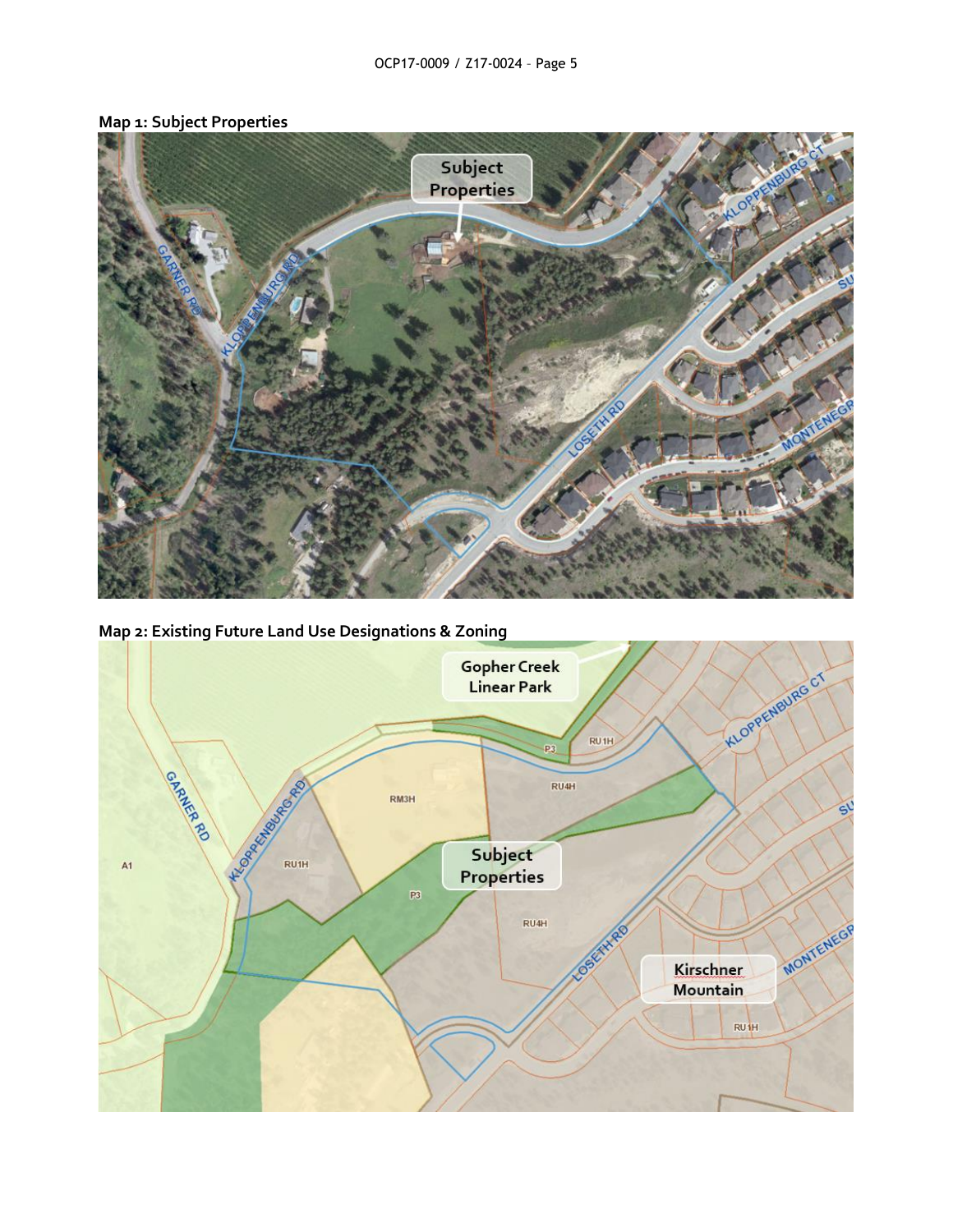**Map 1: Subject Properties**

**Map 2: Existing Future Land Use Designations & Zoning**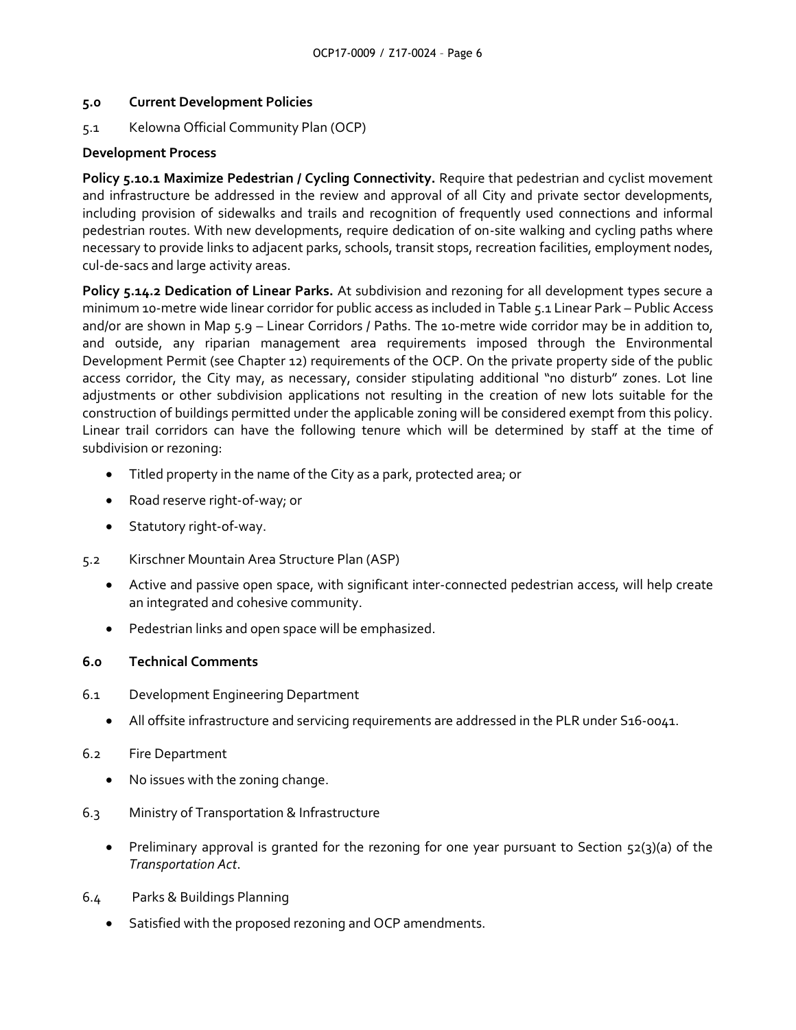## 5.0 Current Development Policies

5.1 Kelowna Official Community Plan (OCP)

### Development Process

**Policy 5.10.1 Maximize Pedestrian / Cycling Connectivity.** Require that pedestrian and cyclist movement and infrastructure be addressed in the review and approval of all City and private sector developments, including provision of sidewalks and trails and recognition of frequently used connections and informal pedestrian routes. With new developments, require dedication of on-site walking and cycling paths where necessary to provide links to adjacent parks, schools, transit stops, recreation facilities, employment nodes, cul-de-sacs and large activity areas.

**Policy 5.14.2 Dedication of Linear Parks.** At subdivision and rezoning for all development types secure a minimum 10-metre wide linear corridor for public access as included in Table 5.1 Linear Park – Public Access and/or are shown in Map 5.9 – Linear Corridors / Paths. The 10-metre wide corridor may be in addition to, and outside, any riparian management area requirements imposed through the Environmental Development Permit (see Chapter 12) requirements of the OCP. On the private property side of the public access corridor, the City may, as necessary, consider stipulating additional "no disturb" zones. Lot line adjustments or other subdivision applications not resulting in the creation of new lots suitable for the construction of buildings permitted under the applicable zoning will be considered exempt from this policy. Linear trail corridors can have the following tenure which will be determined by staff at the time of subdivision or rezoning:

- Titled property in the name of the City as a park, protected area; or
- Road reserve right-of-way; or
- Statutory right-of-way.

5.2 Kirschner Mountain Area Structure Plan (ASP)

- Active and passive open space, with significant inter-connected pedestrian access, will help create an integrated and cohesive community.
- Pedestrian links and open space will be emphasized.

## 6.0 Technical Comments

6.1 Development Engineering Department

- All offsite infrastructure and servicing requirements are addressed in the PLR under S16-0041.

6.2 Fire Department

- No issues with the zoning change.

6.3 Ministry of Transportation & Infrastructure

- Preliminary approval is granted for the rezoning for one year pursuant to Section 52(3)(a) of the *Transportation Act*.

6.4 Parks & Buildings Planning

- Satisfied with the proposed rezoning and OCP amendments.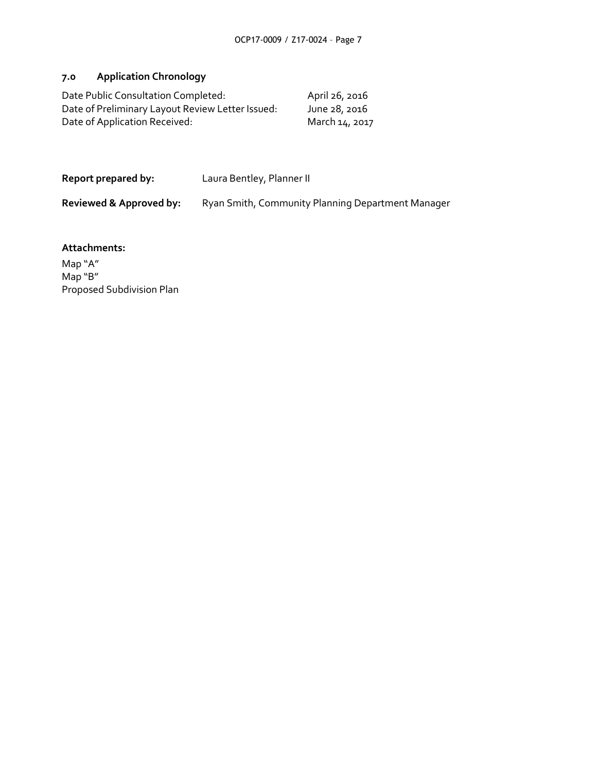## 7.0 Application Chronology

| | |
|---|---|
| Date Public Consultation Completed: | April 26, 2016 |
| Date of Preliminary Layout Review Letter Issued: | June 28, 2016 |
| Date of Application Received: | March 14, 2017 |

**Report prepared by:** Laura Bentley, Planner II

**Reviewed & Approved by:** Ryan Smith, Community Planning Department Manager

**Attachments:**

Map "A"
Map "B"
Proposed Subdivision Plan